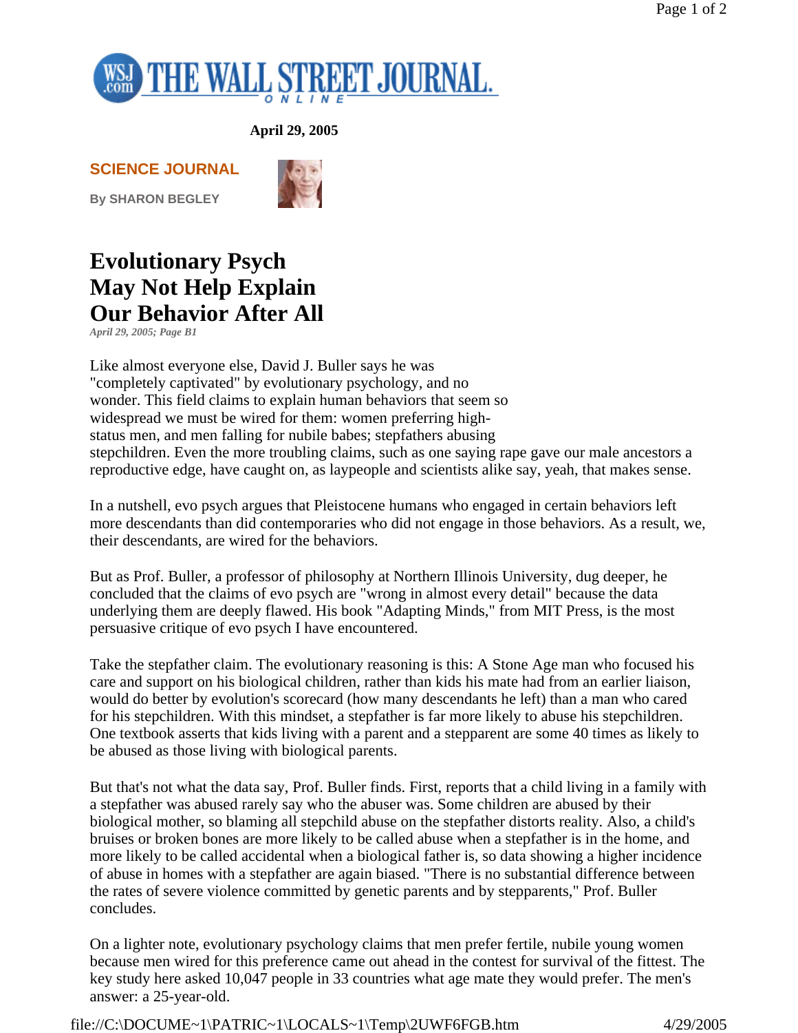**THE WALL STREET JOURNAL ONLINE**

**April 29, 2005**

**SCIENCE JOURNAL**

**By SHARON BEGLEY**

# Evolutionary Psych May Not Help Explain Our Behavior After All

*April 29, 2005; Page B1*

Like almost everyone else, David J. Buller says he was "completely captivated" by evolutionary psychology, and no wonder. This field claims to explain human behaviors that seem so widespread we must be wired for them: women preferring high-status men, and men falling for nubile babes; stepfathers abusing stepchildren. Even the more troubling claims, such as one saying rape gave our male ancestors a reproductive edge, have caught on, as laypeople and scientists alike say, yeah, that makes sense.

In a nutshell, evo psych argues that Pleistocene humans who engaged in certain behaviors left more descendants than did contemporaries who did not engage in those behaviors. As a result, we, their descendants, are wired for the behaviors.

But as Prof. Buller, a professor of philosophy at Northern Illinois University, dug deeper, he concluded that the claims of evo psych are "wrong in almost every detail" because the data underlying them are deeply flawed. His book "Adapting Minds," from MIT Press, is the most persuasive critique of evo psych I have encountered.

Take the stepfather claim. The evolutionary reasoning is this: A Stone Age man who focused his care and support on his biological children, rather than kids his mate had from an earlier liaison, would do better by evolution's scorecard (how many descendants he left) than a man who cared for his stepchildren. With this mindset, a stepfather is far more likely to abuse his stepchildren. One textbook asserts that kids living with a parent and a stepparent are some 40 times as likely to be abused as those living with biological parents.

But that's not what the data say, Prof. Buller finds. First, reports that a child living in a family with a stepfather was abused rarely say who the abuser was. Some children are abused by their biological mother, so blaming all stepchild abuse on the stepfather distorts reality. Also, a child's bruises or broken bones are more likely to be called abuse when a stepfather is in the home, and more likely to be called accidental when a biological father is, so data showing a higher incidence of abuse in homes with a stepfather are again biased. "There is no substantial difference between the rates of severe violence committed by genetic parents and by stepparents," Prof. Buller concludes.

On a lighter note, evolutionary psychology claims that men prefer fertile, nubile young women because men wired for this preference came out ahead in the contest for survival of the fittest. The key study here asked 10,047 people in 33 countries what age mate they would prefer. The men's answer: a 25-year-old.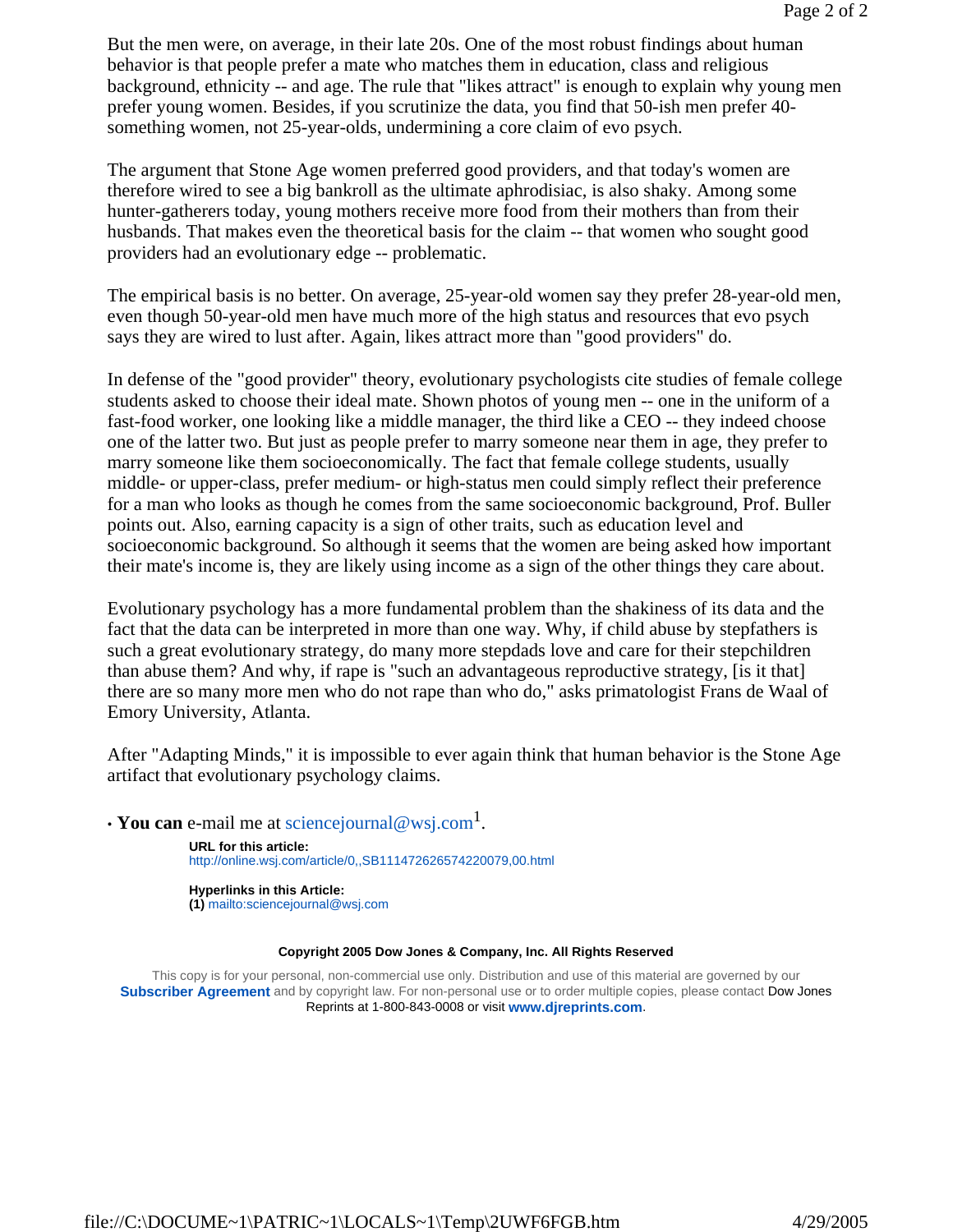But the men were, on average, in their late 20s. One of the most robust findings about human behavior is that people prefer a mate who matches them in education, class and religious background, ethnicity -- and age. The rule that "likes attract" is enough to explain why young men prefer young women. Besides, if you scrutinize the data, you find that 50-ish men prefer 40-something women, not 25-year-olds, undermining a core claim of evo psych.

The argument that Stone Age women preferred good providers, and that today's women are therefore wired to see a big bankroll as the ultimate aphrodisiac, is also shaky. Among some hunter-gatherers today, young mothers receive more food from their mothers than from their husbands. That makes even the theoretical basis for the claim -- that women who sought good providers had an evolutionary edge -- problematic.

The empirical basis is no better. On average, 25-year-old women say they prefer 28-year-old men, even though 50-year-old men have much more of the high status and resources that evo psych says they are wired to lust after. Again, likes attract more than "good providers" do.

In defense of the "good provider" theory, evolutionary psychologists cite studies of female college students asked to choose their ideal mate. Shown photos of young men -- one in the uniform of a fast-food worker, one looking like a middle manager, the third like a CEO -- they indeed choose one of the latter two. But just as people prefer to marry someone near them in age, they prefer to marry someone like them socioeconomically. The fact that female college students, usually middle- or upper-class, prefer medium- or high-status men could simply reflect their preference for a man who looks as though he comes from the same socioeconomic background, Prof. Buller points out. Also, earning capacity is a sign of other traits, such as education level and socioeconomic background. So although it seems that the women are being asked how important their mate's income is, they are likely using income as a sign of the other things they care about.

Evolutionary psychology has a more fundamental problem than the shakiness of its data and the fact that the data can be interpreted in more than one way. Why, if child abuse by stepfathers is such a great evolutionary strategy, do many more stepdads love and care for their stepchildren than abuse them? And why, if rape is "such an advantageous reproductive strategy, [is it that] there are so many more men who do not rape than who do," asks primatologist Frans de Waal of Emory University, Atlanta.

After "Adapting Minds," it is impossible to ever again think that human behavior is the Stone Age artifact that evolutionary psychology claims.

- **You can** e-mail me at sciencejournal@wsj.com[1].

**URL for this article:**
http://online.wsj.com/article/0,,SB111472626574220079,00.html

**Hyperlinks in this Article:**
**(1)** mailto:sciencejournal@wsj.com

**Copyright 2005 Dow Jones & Company, Inc. All Rights Reserved**

This copy is for your personal, non-commercial use only. Distribution and use of this material are governed by our **Subscriber Agreement** and by copyright law. For non-personal use or to order multiple copies, please contact Dow Jones Reprints at 1-800-843-0008 or visit **www.djreprints.com**.